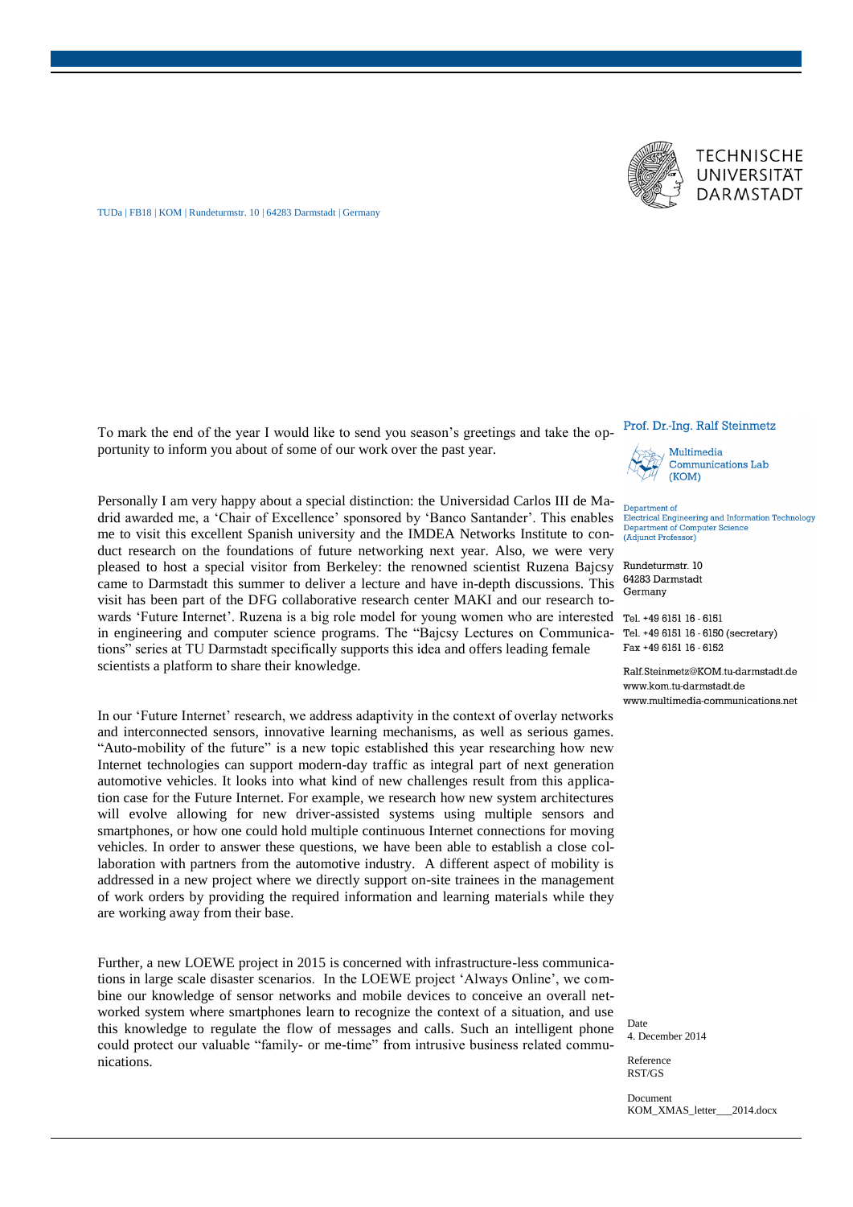TECHNISCHE UNIVERSITÄT DARMSTADT

TUDa | FB18 | KOM | Rundeturmstr. 10 | 64283 Darmstadt | Germany

**Prof. Dr.-Ing. Ralf Steinmetz**

Multimedia Communications Lab (KOM)

Department of Electrical Engineering and Information Technology
Department of Computer Science (Adjunct Professor)

Rundeturmstr. 10
64283 Darmstadt
Germany

Tel. +49 6151 16 - 6151
Tel. +49 6151 16 - 6150 (secretary)
Fax +49 6151 16 - 6152

Ralf.Steinmetz@KOM.tu-darmstadt.de
www.kom.tu-darmstadt.de
www.multimedia-communications.net

Date
4. December 2014

Reference
RST/GS

Document
KOM_XMAS_letter___2014.docx

To mark the end of the year I would like to send you season's greetings and take the opportunity to inform you about of some of our work over the past year.

Personally I am very happy about a special distinction: the Universidad Carlos III de Madrid awarded me, a 'Chair of Excellence' sponsored by 'Banco Santander'. This enables me to visit this excellent Spanish university and the IMDEA Networks Institute to conduct research on the foundations of future networking next year. Also, we were very pleased to host a special visitor from Berkeley: the renowned scientist Ruzena Bajcsy came to Darmstadt this summer to deliver a lecture and have in-depth discussions. This visit has been part of the DFG collaborative research center MAKI and our research towards 'Future Internet'. Ruzena is a big role model for young women who are interested in engineering and computer science programs. The "Bajcsy Lectures on Communications" series at TU Darmstadt specifically supports this idea and offers leading female scientists a platform to share their knowledge.

In our 'Future Internet' research, we address adaptivity in the context of overlay networks and interconnected sensors, innovative learning mechanisms, as well as serious games. "Auto-mobility of the future" is a new topic established this year researching how new Internet technologies can support modern-day traffic as integral part of next generation automotive vehicles. It looks into what kind of new challenges result from this application case for the Future Internet. For example, we research how new system architectures will evolve allowing for new driver-assisted systems using multiple sensors and smartphones, or how one could hold multiple continuous Internet connections for moving vehicles. In order to answer these questions, we have been able to establish a close collaboration with partners from the automotive industry. A different aspect of mobility is addressed in a new project where we directly support on-site trainees in the management of work orders by providing the required information and learning materials while they are working away from their base.

Further, a new LOEWE project in 2015 is concerned with infrastructure-less communications in large scale disaster scenarios. In the LOEWE project 'Always Online', we combine our knowledge of sensor networks and mobile devices to conceive an overall networked system where smartphones learn to recognize the context of a situation, and use this knowledge to regulate the flow of messages and calls. Such an intelligent phone could protect our valuable "family- or me-time" from intrusive business related communications.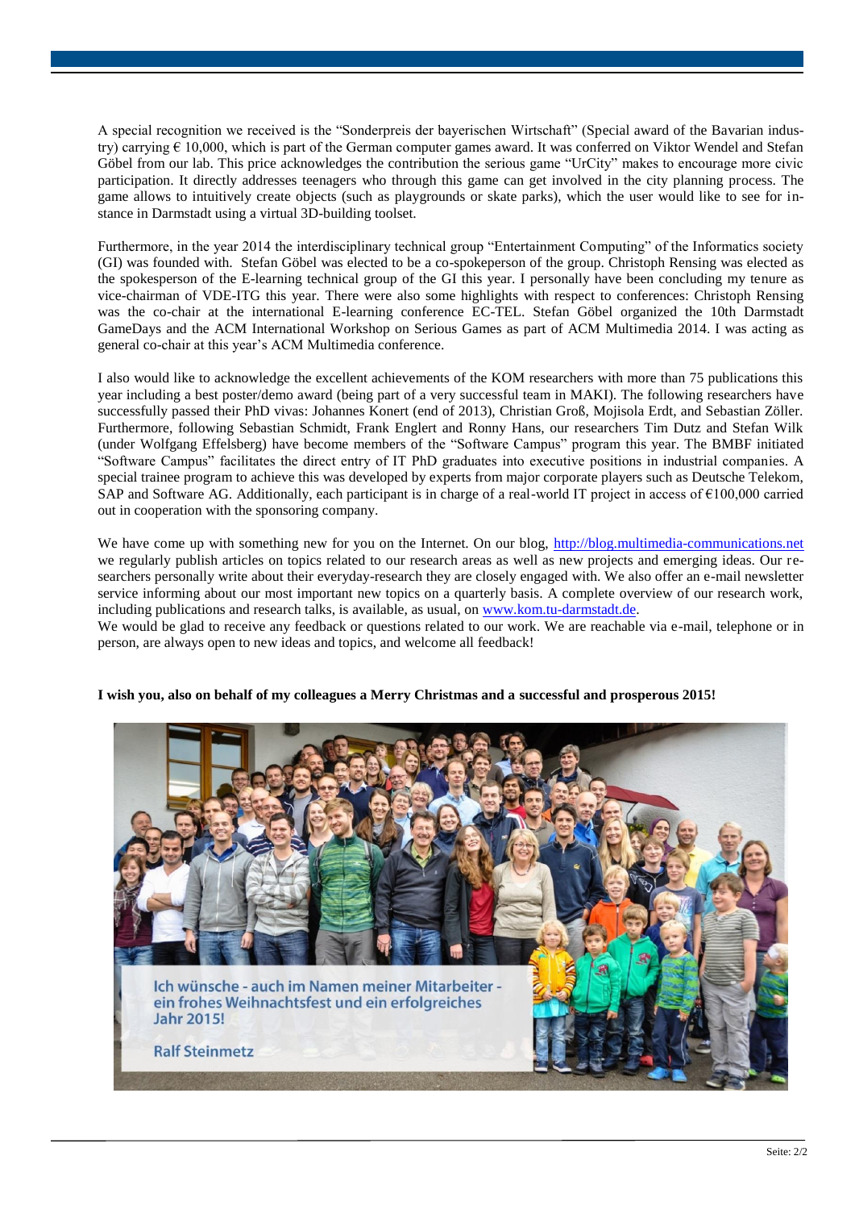A special recognition we received is the “Sonderpreis der bayerischen Wirtschaft” (Special award of the Bavarian industry) carrying € 10,000, which is part of the German computer games award. It was conferred on Viktor Wendel and Stefan Göbel from our lab. This price acknowledges the contribution the serious game “UrCity” makes to encourage more civic participation. It directly addresses teenagers who through this game can get involved in the city planning process. The game allows to intuitively create objects (such as playgrounds or skate parks), which the user would like to see for instance in Darmstadt using a virtual 3D-building toolset.

Furthermore, in the year 2014 the interdisciplinary technical group “Entertainment Computing” of the Informatics society (GI) was founded with. Stefan Göbel was elected to be a co-spokeperson of the group. Christoph Rensing was elected as the spokesperson of the E-learning technical group of the GI this year. I personally have been concluding my tenure as vice-chairman of VDE-ITG this year. There were also some highlights with respect to conferences: Christoph Rensing was the co-chair at the international E-learning conference EC-TEL. Stefan Göbel organized the 10th Darmstadt GameDays and the ACM International Workshop on Serious Games as part of ACM Multimedia 2014. I was acting as general co-chair at this year’s ACM Multimedia conference.

I also would like to acknowledge the excellent achievements of the KOM researchers with more than 75 publications this year including a best poster/demo award (being part of a very successful team in MAKI). The following researchers have successfully passed their PhD vivas: Johannes Konert (end of 2013), Christian Groß, Mojisola Erdt, and Sebastian Zöller. Furthermore, following Sebastian Schmidt, Frank Englert and Ronny Hans, our researchers Tim Dutz and Stefan Wilk (under Wolfgang Effelsberg) have become members of the “Software Campus” program this year. The BMBF initiated “Software Campus” facilitates the direct entry of IT PhD graduates into executive positions in industrial companies. A special trainee program to achieve this was developed by experts from major corporate players such as Deutsche Telekom, SAP and Software AG. Additionally, each participant is in charge of a real-world IT project in access of €100,000 carried out in cooperation with the sponsoring company.

We have come up with something new for you on the Internet. On our blog, http://blog.multimedia-communications.net we regularly publish articles on topics related to our research areas as well as new projects and emerging ideas. Our researchers personally write about their everyday-research they are closely engaged with. We also offer an e-mail newsletter service informing about our most important new topics on a quarterly basis. A complete overview of our research work, including publications and research talks, is available, as usual, on www.kom.tu-darmstadt.de.
We would be glad to receive any feedback or questions related to our work. We are reachable via e-mail, telephone or in person, are always open to new ideas and topics, and welcome all feedback!

**I wish you, also on behalf of my colleagues a Merry Christmas and a successful and prosperous 2015!**

Ich wünsche - auch im Namen meiner Mitarbeiter - ein frohes Weihnachtsfest und ein erfolgreiches Jahr 2015!

Ralf Steinmetz